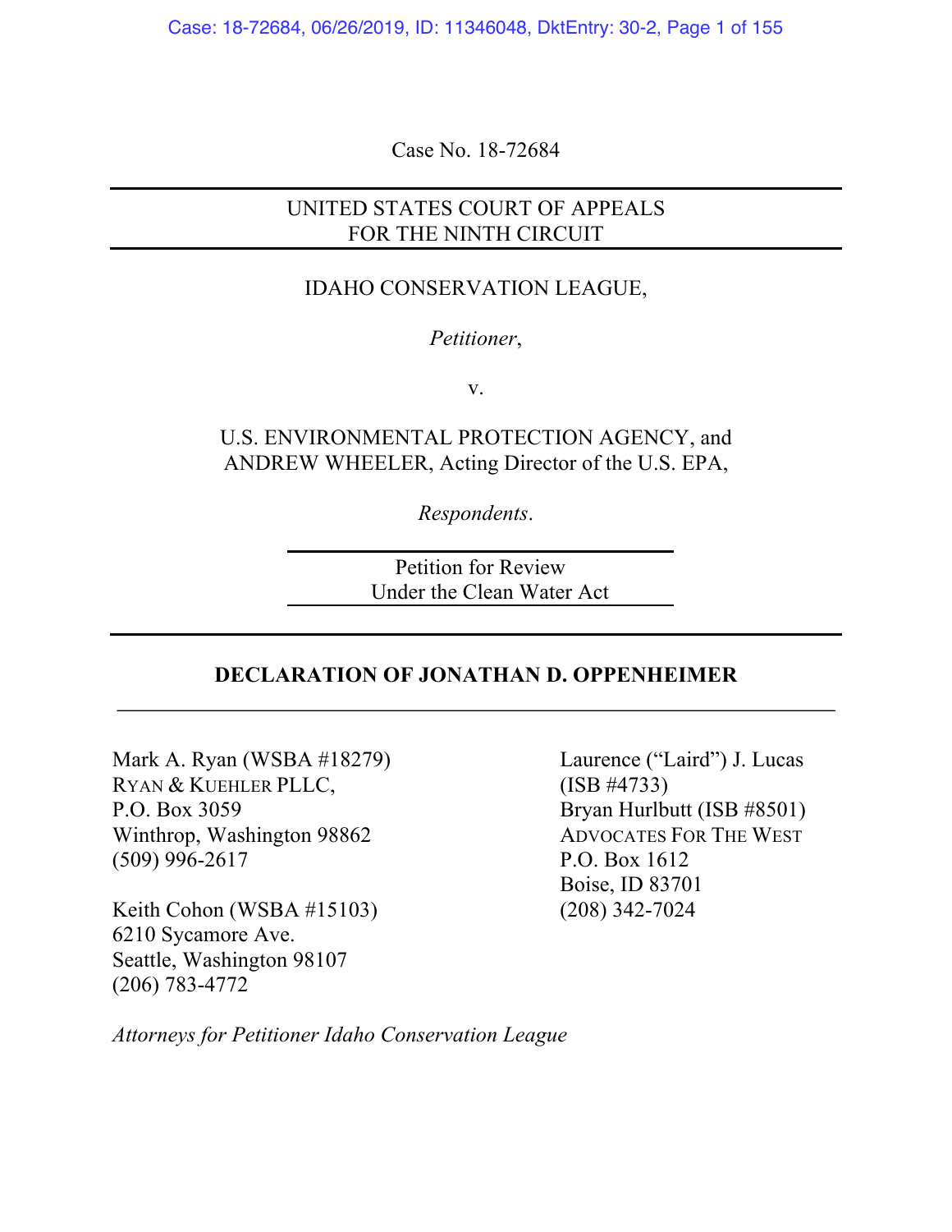Case No. 18-72684

UNITED STATES COURT OF APPEALS
FOR THE NINTH CIRCUIT

IDAHO CONSERVATION LEAGUE,

*Petitioner*,

v.

U.S. ENVIRONMENTAL PROTECTION AGENCY, and
ANDREW WHEELER, Acting Director of the U.S. EPA,

*Respondents*.

Petition for Review
Under the Clean Water Act

**DECLARATION OF JONATHAN D. OPPENHEIMER**

Mark A. Ryan (WSBA #18279)
RYAN & KUEHLER PLLC,
P.O. Box 3059
Winthrop, Washington 98862
(509) 996-2617

Keith Cohon (WSBA #15103)
6210 Sycamore Ave.
Seattle, Washington 98107
(206) 783-4772

Laurence ("Laird") J. Lucas
(ISB #4733)
Bryan Hurlbutt (ISB #8501)
ADVOCATES FOR THE WEST
P.O. Box 1612
Boise, ID 83701
(208) 342-7024

*Attorneys for Petitioner Idaho Conservation League*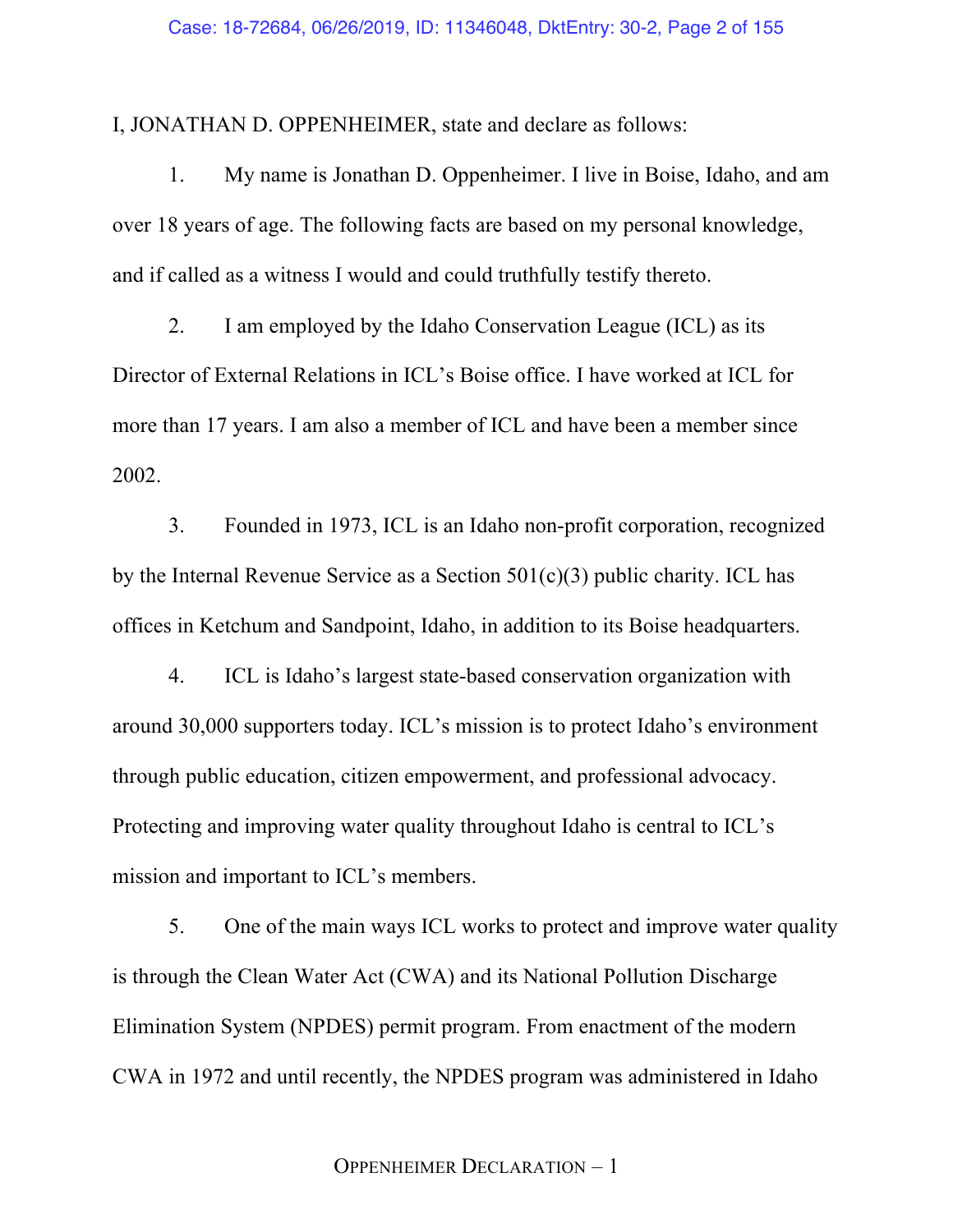I, JONATHAN D. OPPENHEIMER, state and declare as follows:

1. My name is Jonathan D. Oppenheimer. I live in Boise, Idaho, and am over 18 years of age. The following facts are based on my personal knowledge, and if called as a witness I would and could truthfully testify thereto.

2. I am employed by the Idaho Conservation League (ICL) as its Director of External Relations in ICL's Boise office. I have worked at ICL for more than 17 years. I am also a member of ICL and have been a member since 2002.

3. Founded in 1973, ICL is an Idaho non-profit corporation, recognized by the Internal Revenue Service as a Section 501(c)(3) public charity. ICL has offices in Ketchum and Sandpoint, Idaho, in addition to its Boise headquarters.

4. ICL is Idaho's largest state-based conservation organization with around 30,000 supporters today. ICL's mission is to protect Idaho's environment through public education, citizen empowerment, and professional advocacy. Protecting and improving water quality throughout Idaho is central to ICL's mission and important to ICL's members.

5. One of the main ways ICL works to protect and improve water quality is through the Clean Water Act (CWA) and its National Pollution Discharge Elimination System (NPDES) permit program. From enactment of the modern CWA in 1972 and until recently, the NPDES program was administered in Idaho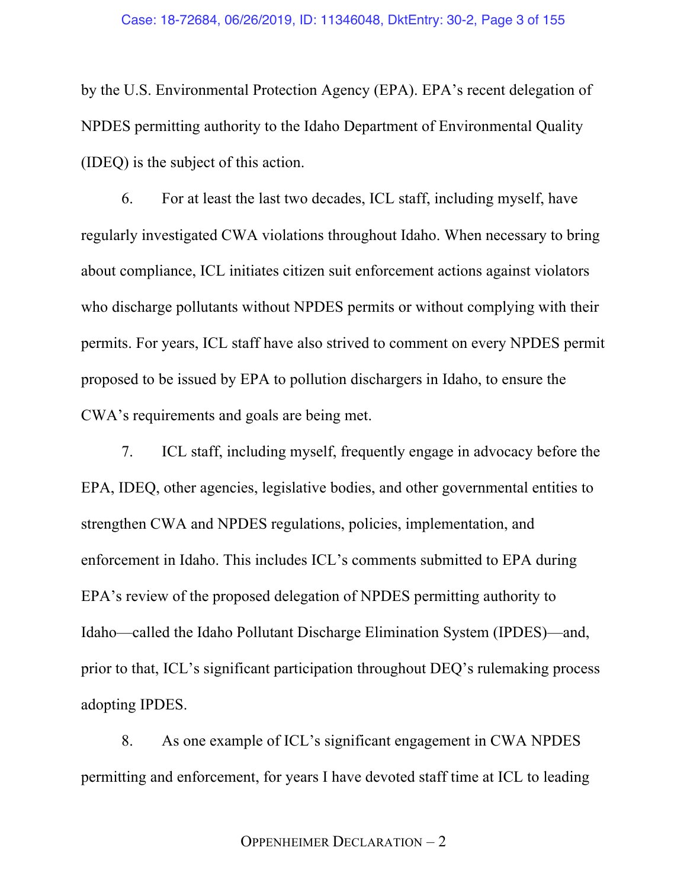by the U.S. Environmental Protection Agency (EPA). EPA's recent delegation of NPDES permitting authority to the Idaho Department of Environmental Quality (IDEQ) is the subject of this action.

6. For at least the last two decades, ICL staff, including myself, have regularly investigated CWA violations throughout Idaho. When necessary to bring about compliance, ICL initiates citizen suit enforcement actions against violators who discharge pollutants without NPDES permits or without complying with their permits. For years, ICL staff have also strived to comment on every NPDES permit proposed to be issued by EPA to pollution dischargers in Idaho, to ensure the CWA's requirements and goals are being met.

7. ICL staff, including myself, frequently engage in advocacy before the EPA, IDEQ, other agencies, legislative bodies, and other governmental entities to strengthen CWA and NPDES regulations, policies, implementation, and enforcement in Idaho. This includes ICL's comments submitted to EPA during EPA's review of the proposed delegation of NPDES permitting authority to Idaho—called the Idaho Pollutant Discharge Elimination System (IPDES)—and, prior to that, ICL's significant participation throughout DEQ's rulemaking process adopting IPDES.

8. As one example of ICL's significant engagement in CWA NPDES permitting and enforcement, for years I have devoted staff time at ICL to leading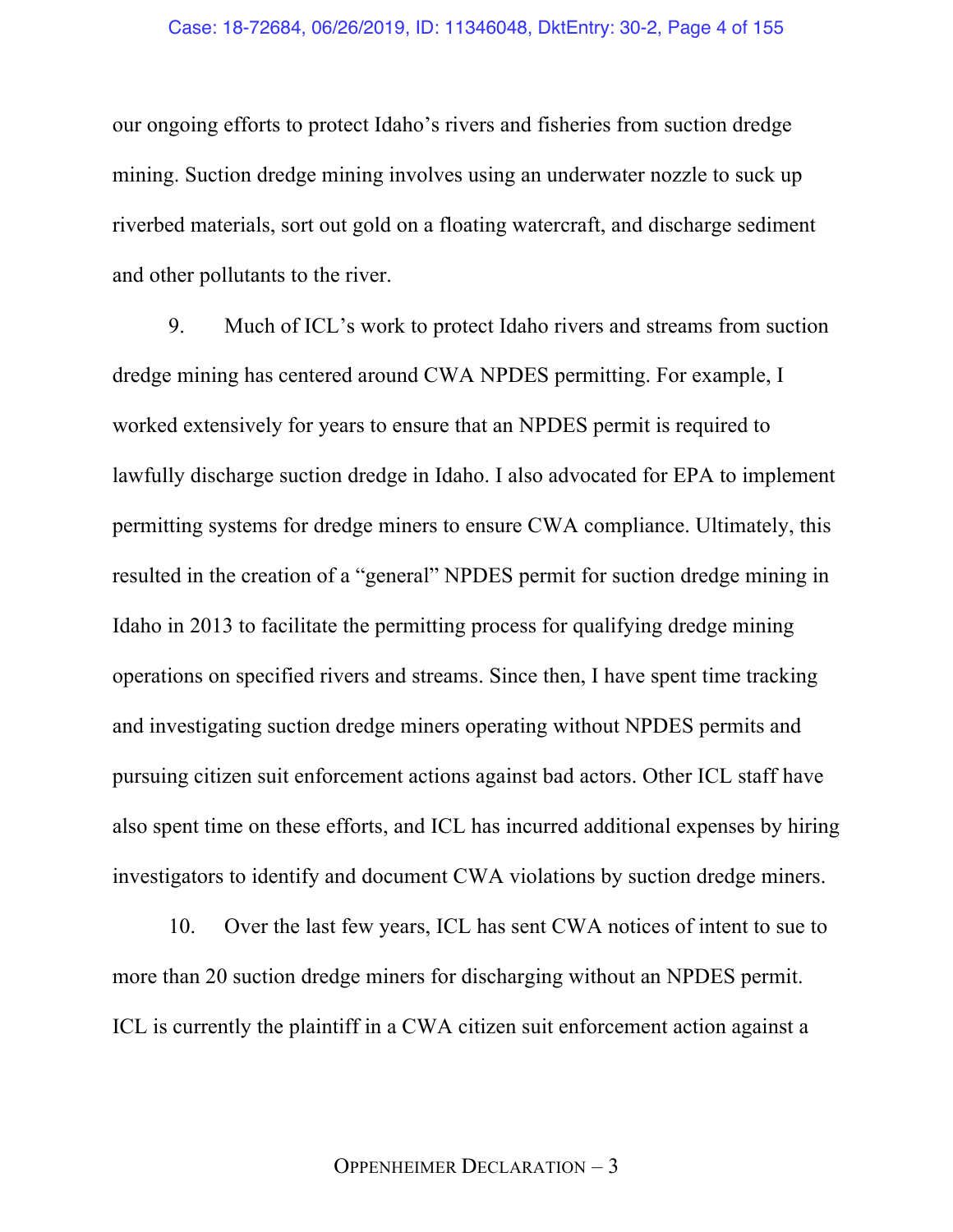our ongoing efforts to protect Idaho's rivers and fisheries from suction dredge mining. Suction dredge mining involves using an underwater nozzle to suck up riverbed materials, sort out gold on a floating watercraft, and discharge sediment and other pollutants to the river.

9. Much of ICL's work to protect Idaho rivers and streams from suction dredge mining has centered around CWA NPDES permitting. For example, I worked extensively for years to ensure that an NPDES permit is required to lawfully discharge suction dredge in Idaho. I also advocated for EPA to implement permitting systems for dredge miners to ensure CWA compliance. Ultimately, this resulted in the creation of a "general" NPDES permit for suction dredge mining in Idaho in 2013 to facilitate the permitting process for qualifying dredge mining operations on specified rivers and streams. Since then, I have spent time tracking and investigating suction dredge miners operating without NPDES permits and pursuing citizen suit enforcement actions against bad actors. Other ICL staff have also spent time on these efforts, and ICL has incurred additional expenses by hiring investigators to identify and document CWA violations by suction dredge miners.

10. Over the last few years, ICL has sent CWA notices of intent to sue to more than 20 suction dredge miners for discharging without an NPDES permit. ICL is currently the plaintiff in a CWA citizen suit enforcement action against a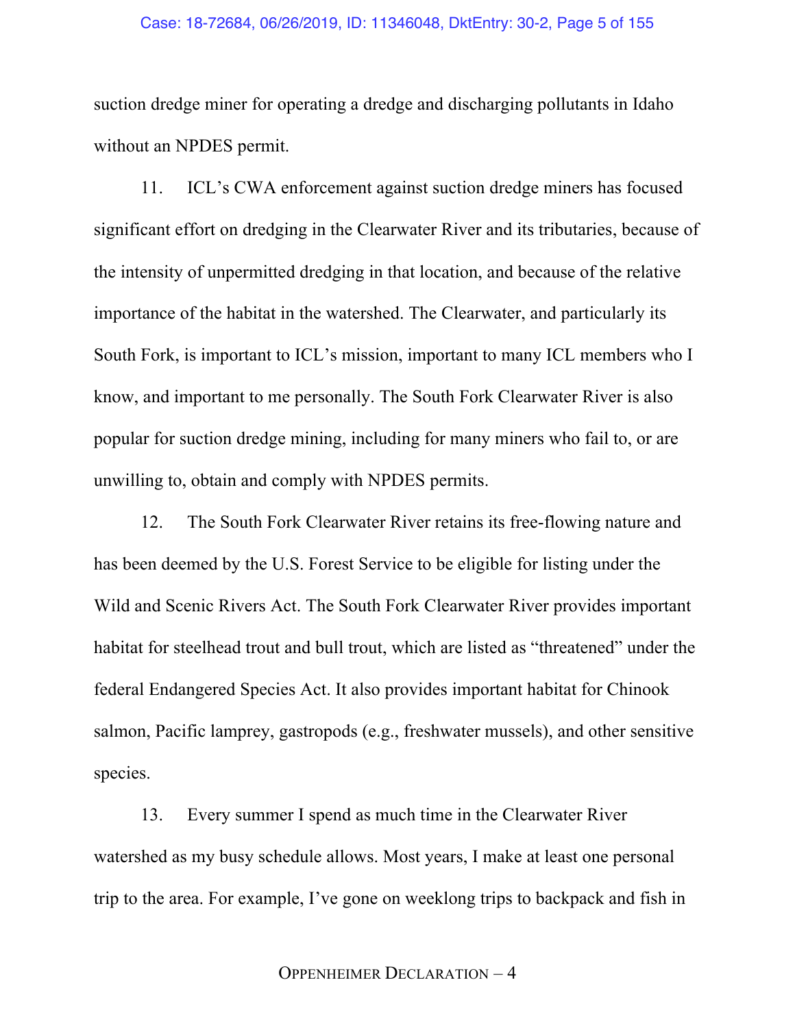suction dredge miner for operating a dredge and discharging pollutants in Idaho without an NPDES permit.

11. ICL's CWA enforcement against suction dredge miners has focused significant effort on dredging in the Clearwater River and its tributaries, because of the intensity of unpermitted dredging in that location, and because of the relative importance of the habitat in the watershed. The Clearwater, and particularly its South Fork, is important to ICL's mission, important to many ICL members who I know, and important to me personally. The South Fork Clearwater River is also popular for suction dredge mining, including for many miners who fail to, or are unwilling to, obtain and comply with NPDES permits.

12. The South Fork Clearwater River retains its free-flowing nature and has been deemed by the U.S. Forest Service to be eligible for listing under the Wild and Scenic Rivers Act. The South Fork Clearwater River provides important habitat for steelhead trout and bull trout, which are listed as "threatened" under the federal Endangered Species Act. It also provides important habitat for Chinook salmon, Pacific lamprey, gastropods (e.g., freshwater mussels), and other sensitive species.

13. Every summer I spend as much time in the Clearwater River watershed as my busy schedule allows. Most years, I make at least one personal trip to the area. For example, I've gone on weeklong trips to backpack and fish in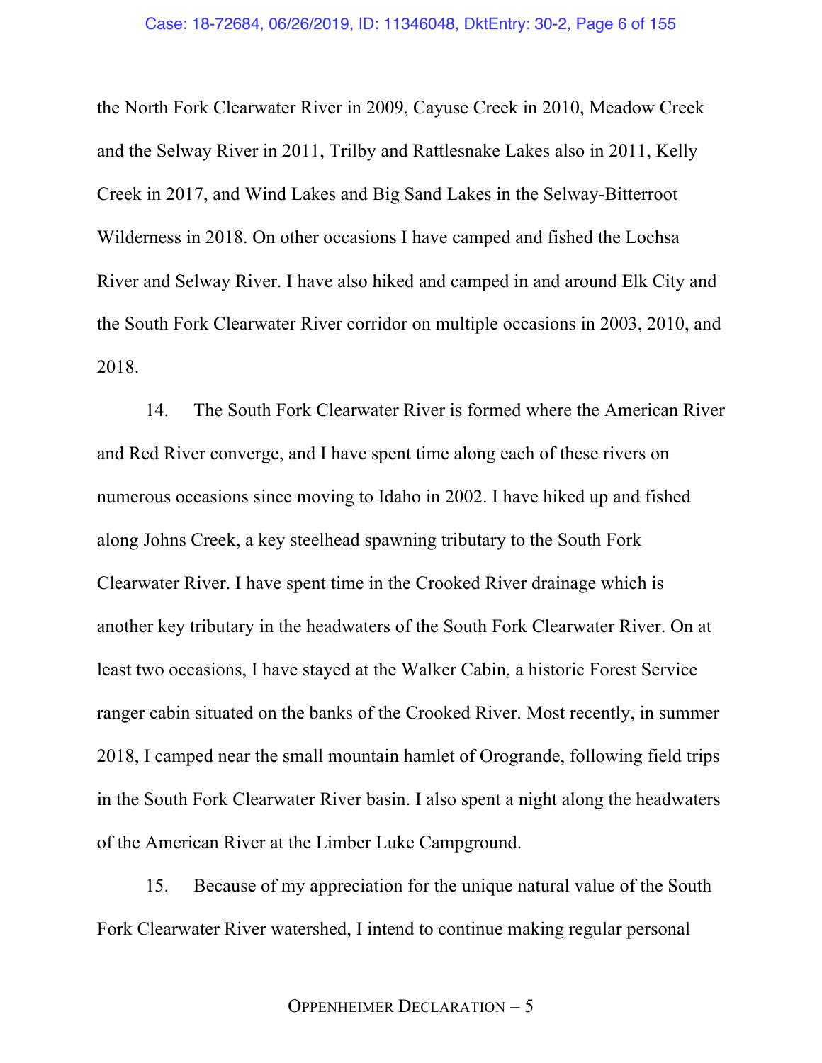the North Fork Clearwater River in 2009, Cayuse Creek in 2010, Meadow Creek and the Selway River in 2011, Trilby and Rattlesnake Lakes also in 2011, Kelly Creek in 2017, and Wind Lakes and Big Sand Lakes in the Selway-Bitterroot Wilderness in 2018. On other occasions I have camped and fished the Lochsa River and Selway River. I have also hiked and camped in and around Elk City and the South Fork Clearwater River corridor on multiple occasions in 2003, 2010, and 2018.

14. The South Fork Clearwater River is formed where the American River and Red River converge, and I have spent time along each of these rivers on numerous occasions since moving to Idaho in 2002. I have hiked up and fished along Johns Creek, a key steelhead spawning tributary to the South Fork Clearwater River. I have spent time in the Crooked River drainage which is another key tributary in the headwaters of the South Fork Clearwater River. On at least two occasions, I have stayed at the Walker Cabin, a historic Forest Service ranger cabin situated on the banks of the Crooked River. Most recently, in summer 2018, I camped near the small mountain hamlet of Orogrande, following field trips in the South Fork Clearwater River basin. I also spent a night along the headwaters of the American River at the Limber Luke Campground.

15. Because of my appreciation for the unique natural value of the South Fork Clearwater River watershed, I intend to continue making regular personal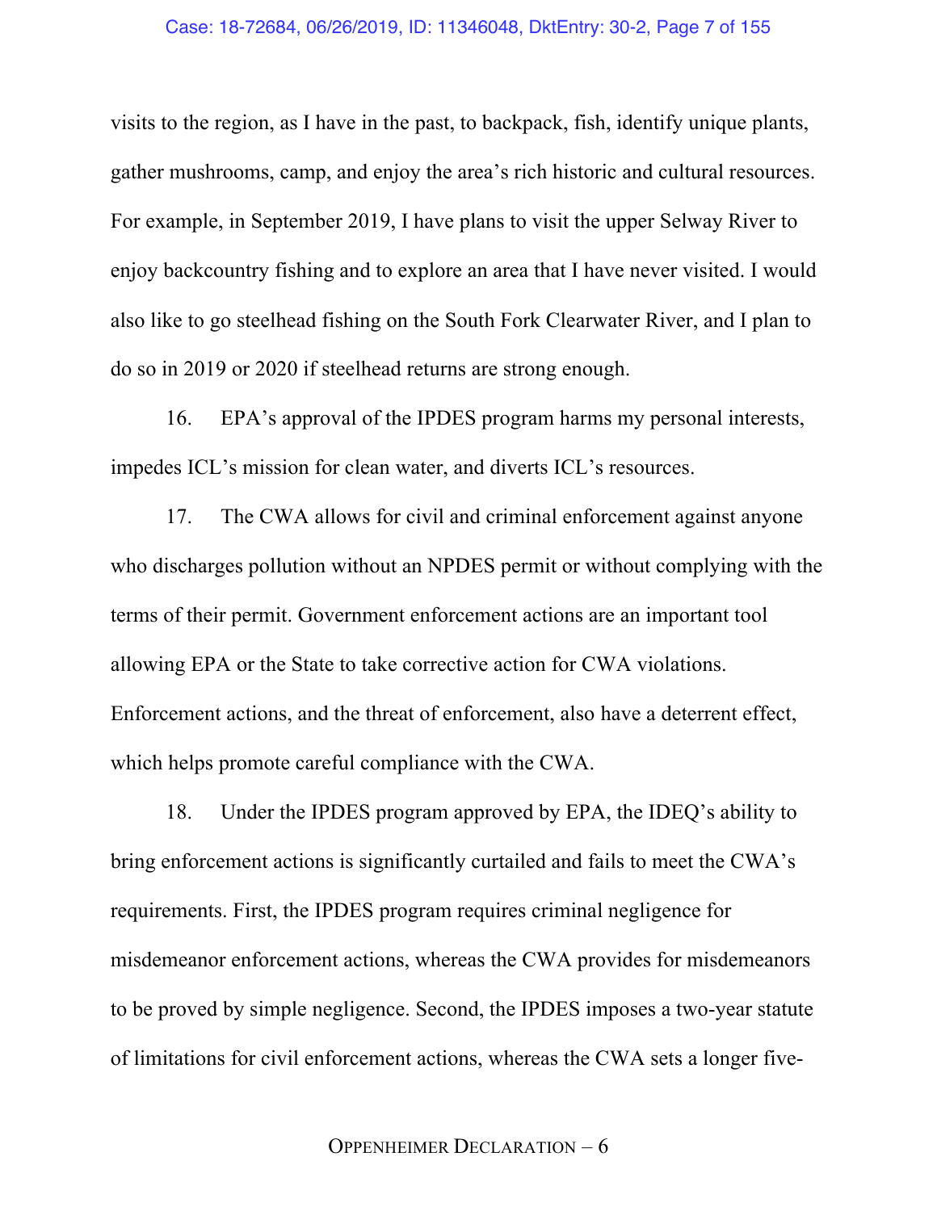visits to the region, as I have in the past, to backpack, fish, identify unique plants, gather mushrooms, camp, and enjoy the area's rich historic and cultural resources. For example, in September 2019, I have plans to visit the upper Selway River to enjoy backcountry fishing and to explore an area that I have never visited. I would also like to go steelhead fishing on the South Fork Clearwater River, and I plan to do so in 2019 or 2020 if steelhead returns are strong enough.

16. EPA's approval of the IPDES program harms my personal interests, impedes ICL's mission for clean water, and diverts ICL's resources.

17. The CWA allows for civil and criminal enforcement against anyone who discharges pollution without an NPDES permit or without complying with the terms of their permit. Government enforcement actions are an important tool allowing EPA or the State to take corrective action for CWA violations. Enforcement actions, and the threat of enforcement, also have a deterrent effect, which helps promote careful compliance with the CWA.

18. Under the IPDES program approved by EPA, the IDEQ's ability to bring enforcement actions is significantly curtailed and fails to meet the CWA's requirements. First, the IPDES program requires criminal negligence for misdemeanor enforcement actions, whereas the CWA provides for misdemeanors to be proved by simple negligence. Second, the IPDES imposes a two-year statute of limitations for civil enforcement actions, whereas the CWA sets a longer five-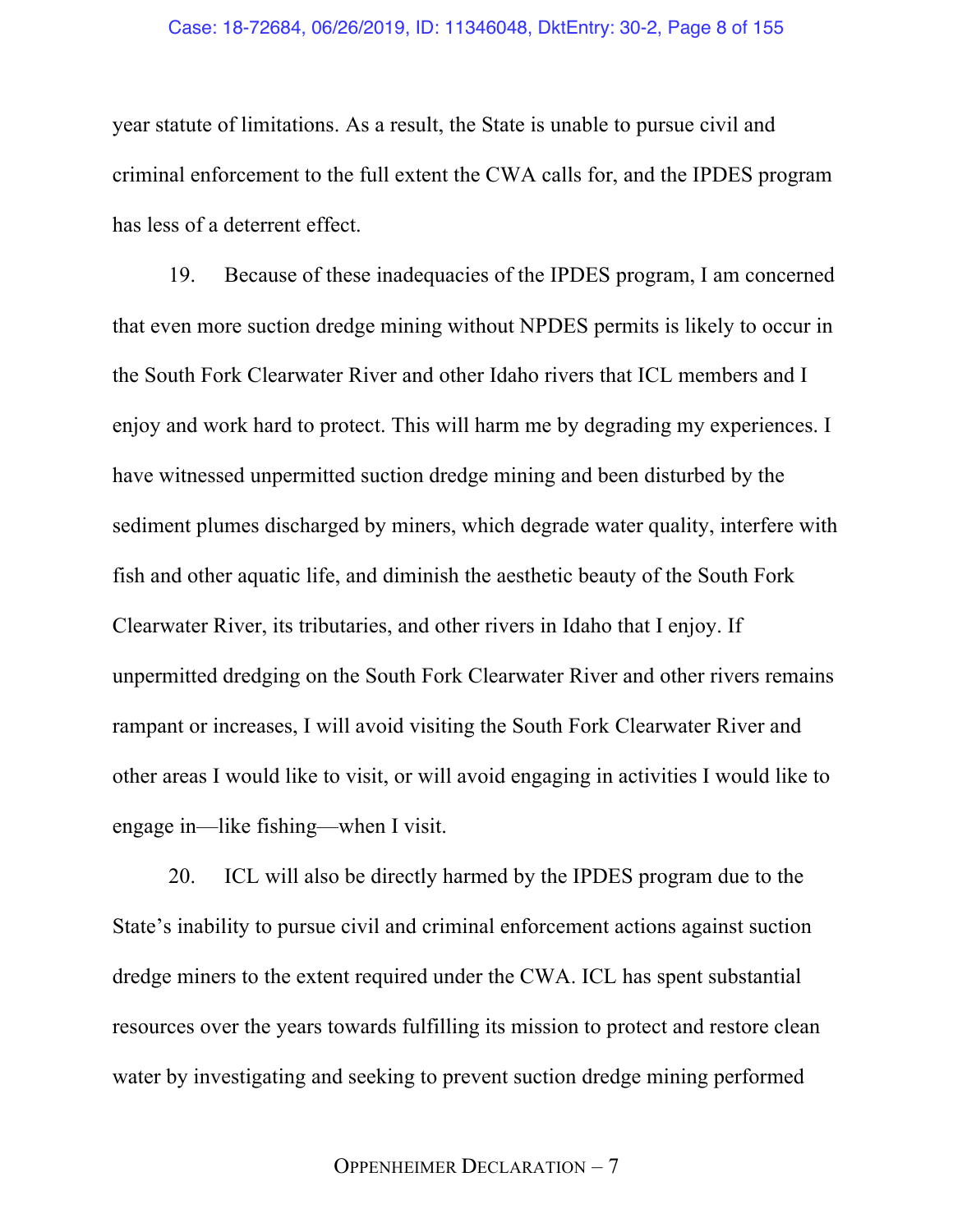year statute of limitations. As a result, the State is unable to pursue civil and criminal enforcement to the full extent the CWA calls for, and the IPDES program has less of a deterrent effect.

19. Because of these inadequacies of the IPDES program, I am concerned that even more suction dredge mining without NPDES permits is likely to occur in the South Fork Clearwater River and other Idaho rivers that ICL members and I enjoy and work hard to protect. This will harm me by degrading my experiences. I have witnessed unpermitted suction dredge mining and been disturbed by the sediment plumes discharged by miners, which degrade water quality, interfere with fish and other aquatic life, and diminish the aesthetic beauty of the South Fork Clearwater River, its tributaries, and other rivers in Idaho that I enjoy. If unpermitted dredging on the South Fork Clearwater River and other rivers remains rampant or increases, I will avoid visiting the South Fork Clearwater River and other areas I would like to visit, or will avoid engaging in activities I would like to engage in—like fishing—when I visit.

20. ICL will also be directly harmed by the IPDES program due to the State's inability to pursue civil and criminal enforcement actions against suction dredge miners to the extent required under the CWA. ICL has spent substantial resources over the years towards fulfilling its mission to protect and restore clean water by investigating and seeking to prevent suction dredge mining performed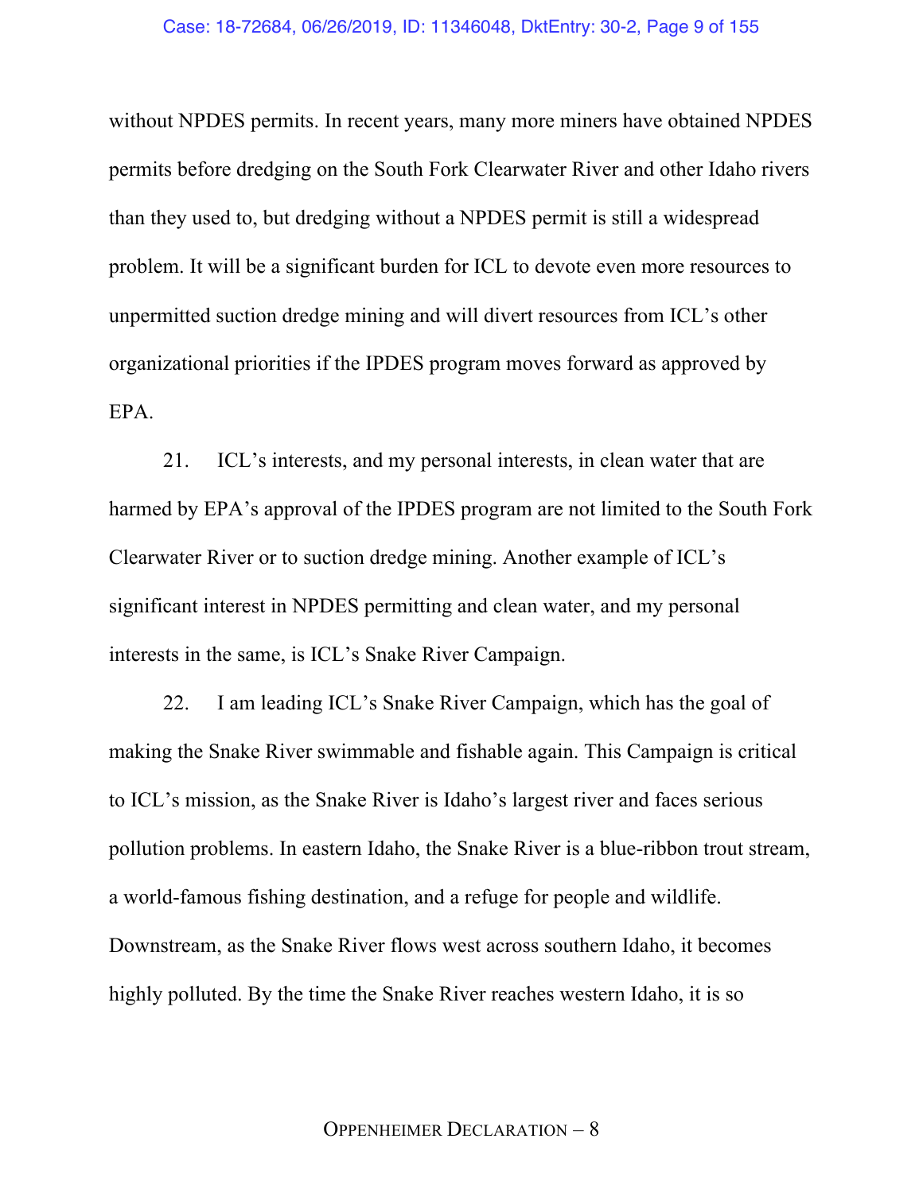without NPDES permits. In recent years, many more miners have obtained NPDES permits before dredging on the South Fork Clearwater River and other Idaho rivers than they used to, but dredging without a NPDES permit is still a widespread problem. It will be a significant burden for ICL to devote even more resources to unpermitted suction dredge mining and will divert resources from ICL's other organizational priorities if the IPDES program moves forward as approved by EPA.

21. ICL's interests, and my personal interests, in clean water that are harmed by EPA's approval of the IPDES program are not limited to the South Fork Clearwater River or to suction dredge mining. Another example of ICL's significant interest in NPDES permitting and clean water, and my personal interests in the same, is ICL's Snake River Campaign.

22. I am leading ICL's Snake River Campaign, which has the goal of making the Snake River swimmable and fishable again. This Campaign is critical to ICL's mission, as the Snake River is Idaho's largest river and faces serious pollution problems. In eastern Idaho, the Snake River is a blue-ribbon trout stream, a world-famous fishing destination, and a refuge for people and wildlife. Downstream, as the Snake River flows west across southern Idaho, it becomes highly polluted. By the time the Snake River reaches western Idaho, it is so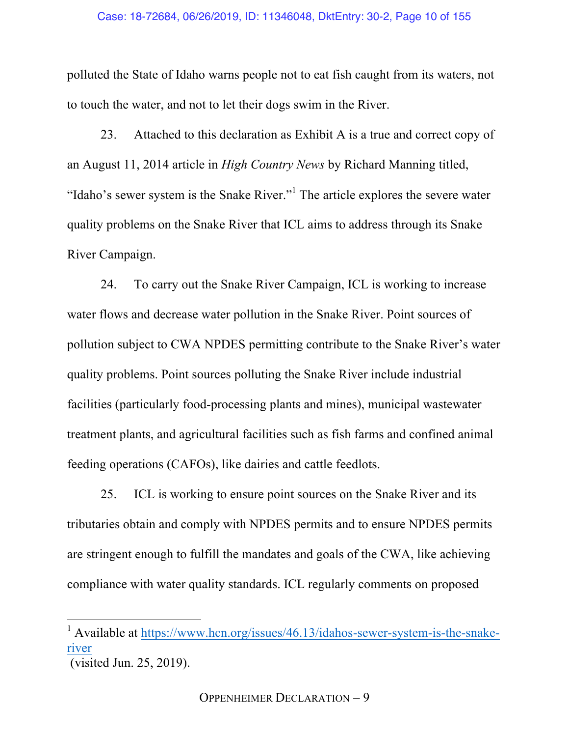polluted the State of Idaho warns people not to eat fish caught from its waters, not to touch the water, and not to let their dogs swim in the River.

23. Attached to this declaration as Exhibit A is a true and correct copy of an August 11, 2014 article in *High Country News* by Richard Manning titled, "Idaho's sewer system is the Snake River."[1] The article explores the severe water quality problems on the Snake River that ICL aims to address through its Snake River Campaign.

24. To carry out the Snake River Campaign, ICL is working to increase water flows and decrease water pollution in the Snake River. Point sources of pollution subject to CWA NPDES permitting contribute to the Snake River's water quality problems. Point sources polluting the Snake River include industrial facilities (particularly food-processing plants and mines), municipal wastewater treatment plants, and agricultural facilities such as fish farms and confined animal feeding operations (CAFOs), like dairies and cattle feedlots.

25. ICL is working to ensure point sources on the Snake River and its tributaries obtain and comply with NPDES permits and to ensure NPDES permits are stringent enough to fulfill the mandates and goals of the CWA, like achieving compliance with water quality standards. ICL regularly comments on proposed

---

[1] Available at https://www.hcn.org/issues/46.13/idahos-sewer-system-is-the-snake-river (visited Jun. 25, 2019).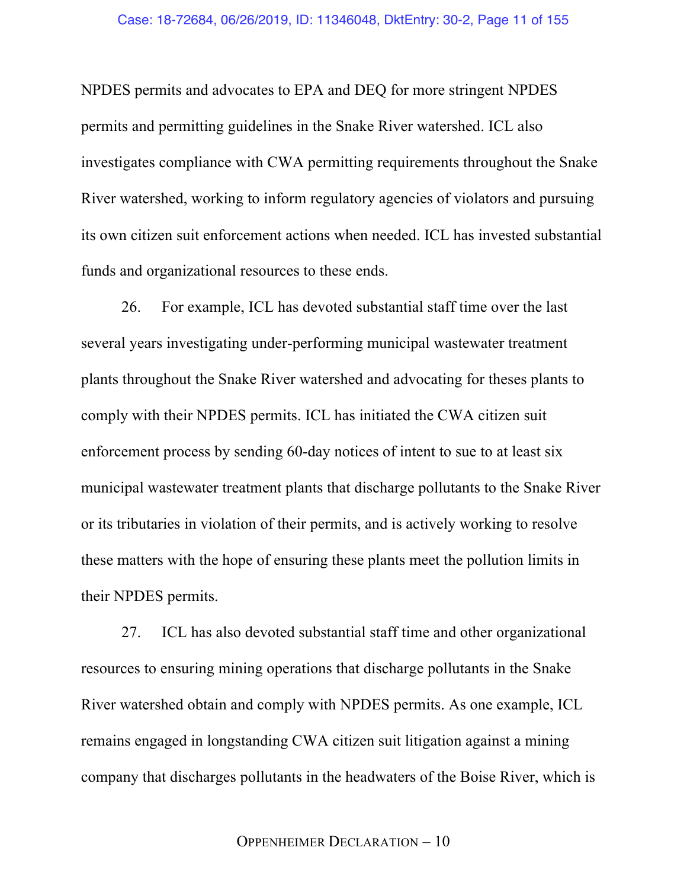NPDES permits and advocates to EPA and DEQ for more stringent NPDES permits and permitting guidelines in the Snake River watershed. ICL also investigates compliance with CWA permitting requirements throughout the Snake River watershed, working to inform regulatory agencies of violators and pursuing its own citizen suit enforcement actions when needed. ICL has invested substantial funds and organizational resources to these ends.

26. For example, ICL has devoted substantial staff time over the last several years investigating under-performing municipal wastewater treatment plants throughout the Snake River watershed and advocating for theses plants to comply with their NPDES permits. ICL has initiated the CWA citizen suit enforcement process by sending 60-day notices of intent to sue to at least six municipal wastewater treatment plants that discharge pollutants to the Snake River or its tributaries in violation of their permits, and is actively working to resolve these matters with the hope of ensuring these plants meet the pollution limits in their NPDES permits.

27. ICL has also devoted substantial staff time and other organizational resources to ensuring mining operations that discharge pollutants in the Snake River watershed obtain and comply with NPDES permits. As one example, ICL remains engaged in longstanding CWA citizen suit litigation against a mining company that discharges pollutants in the headwaters of the Boise River, which is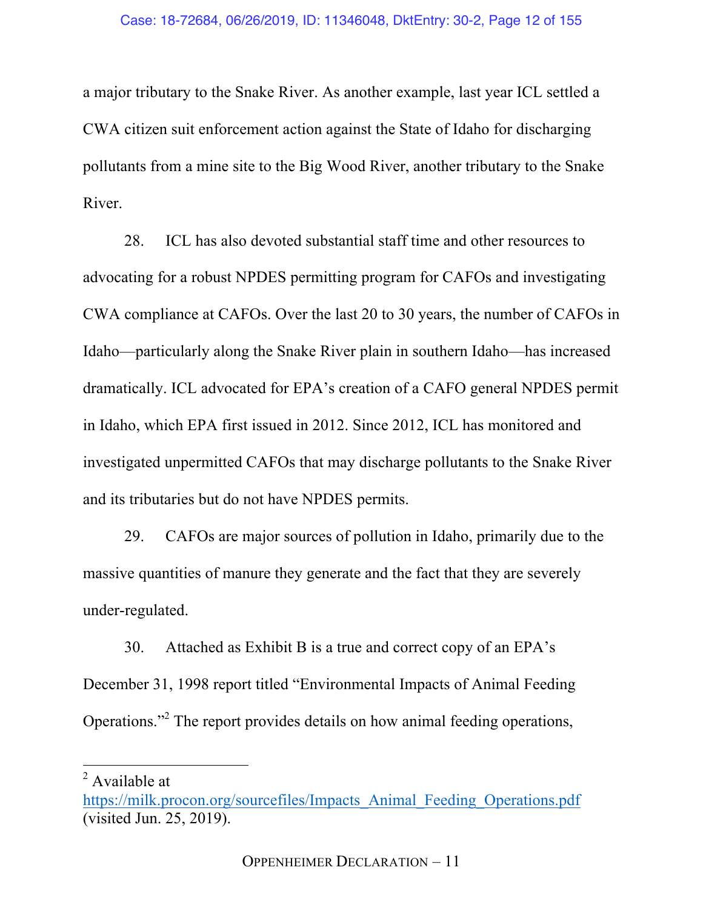a major tributary to the Snake River. As another example, last year ICL settled a CWA citizen suit enforcement action against the State of Idaho for discharging pollutants from a mine site to the Big Wood River, another tributary to the Snake River.

28. ICL has also devoted substantial staff time and other resources to advocating for a robust NPDES permitting program for CAFOs and investigating CWA compliance at CAFOs. Over the last 20 to 30 years, the number of CAFOs in Idaho—particularly along the Snake River plain in southern Idaho—has increased dramatically. ICL advocated for EPA's creation of a CAFO general NPDES permit in Idaho, which EPA first issued in 2012. Since 2012, ICL has monitored and investigated unpermitted CAFOs that may discharge pollutants to the Snake River and its tributaries but do not have NPDES permits.

29. CAFOs are major sources of pollution in Idaho, primarily due to the massive quantities of manure they generate and the fact that they are severely under-regulated.

30. Attached as Exhibit B is a true and correct copy of an EPA's December 31, 1998 report titled "Environmental Impacts of Animal Feeding Operations."[2] The report provides details on how animal feeding operations,

---

[2] Available at https://milk.procon.org/sourcefiles/Impacts_Animal_Feeding_Operations.pdf (visited Jun. 25, 2019).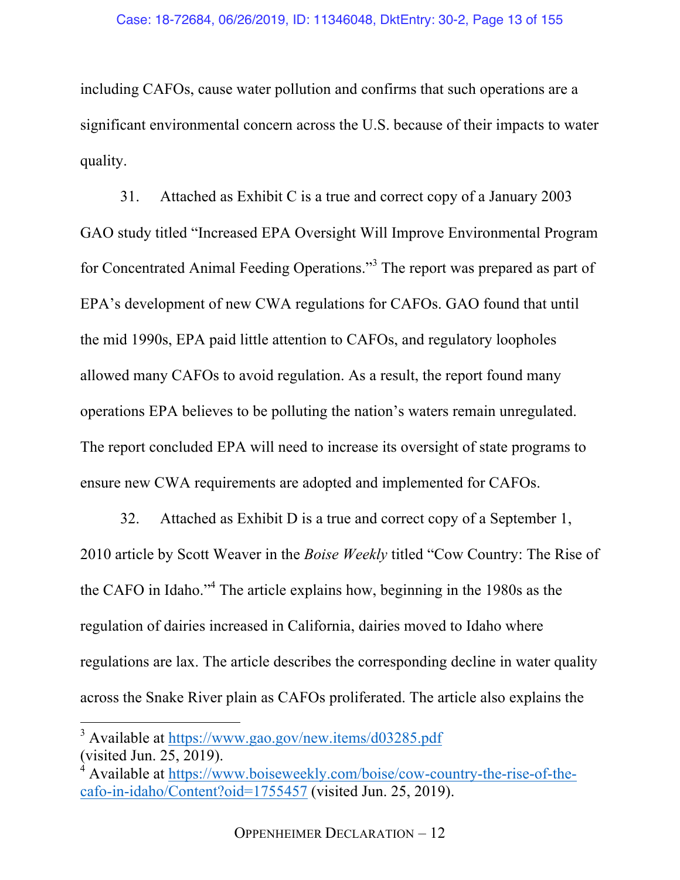including CAFOs, cause water pollution and confirms that such operations are a significant environmental concern across the U.S. because of their impacts to water quality.

31. Attached as Exhibit C is a true and correct copy of a January 2003 GAO study titled "Increased EPA Oversight Will Improve Environmental Program for Concentrated Animal Feeding Operations."[3] The report was prepared as part of EPA's development of new CWA regulations for CAFOs. GAO found that until the mid 1990s, EPA paid little attention to CAFOs, and regulatory loopholes allowed many CAFOs to avoid regulation. As a result, the report found many operations EPA believes to be polluting the nation's waters remain unregulated. The report concluded EPA will need to increase its oversight of state programs to ensure new CWA requirements are adopted and implemented for CAFOs.

32. Attached as Exhibit D is a true and correct copy of a September 1, 2010 article by Scott Weaver in the *Boise Weekly* titled "Cow Country: The Rise of the CAFO in Idaho."[4] The article explains how, beginning in the 1980s as the regulation of dairies increased in California, dairies moved to Idaho where regulations are lax. The article describes the corresponding decline in water quality across the Snake River plain as CAFOs proliferated. The article also explains the

[3] Available at https://www.gao.gov/new.items/d03285.pdf (visited Jun. 25, 2019).

[4] Available at https://www.boiseweekly.com/boise/cow-country-the-rise-of-the-cafo-in-idaho/Content?oid=1755457 (visited Jun. 25, 2019).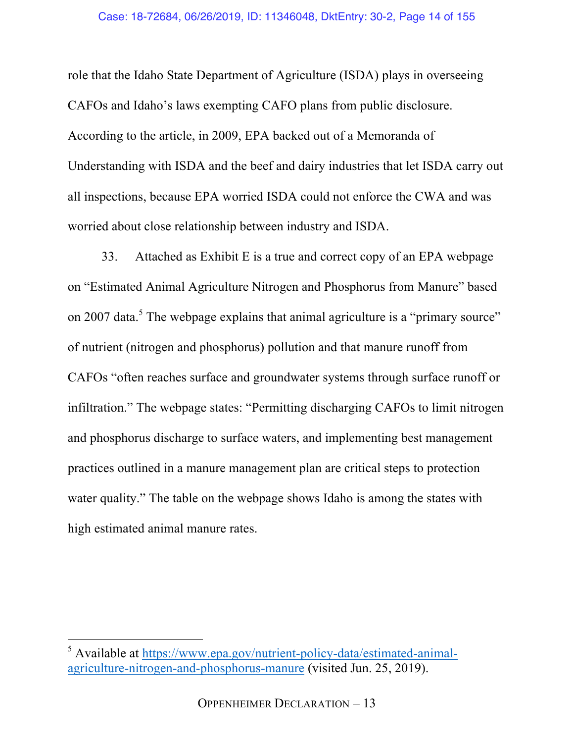role that the Idaho State Department of Agriculture (ISDA) plays in overseeing CAFOs and Idaho's laws exempting CAFO plans from public disclosure. According to the article, in 2009, EPA backed out of a Memoranda of Understanding with ISDA and the beef and dairy industries that let ISDA carry out all inspections, because EPA worried ISDA could not enforce the CWA and was worried about close relationship between industry and ISDA.

33. Attached as Exhibit E is a true and correct copy of an EPA webpage on "Estimated Animal Agriculture Nitrogen and Phosphorus from Manure" based on 2007 data.[5] The webpage explains that animal agriculture is a "primary source" of nutrient (nitrogen and phosphorus) pollution and that manure runoff from CAFOs "often reaches surface and groundwater systems through surface runoff or infiltration." The webpage states: "Permitting discharging CAFOs to limit nitrogen and phosphorus discharge to surface waters, and implementing best management practices outlined in a manure management plan are critical steps to protection water quality." The table on the webpage shows Idaho is among the states with high estimated animal manure rates.

---

[5] Available at https://www.epa.gov/nutrient-policy-data/estimated-animal-agriculture-nitrogen-and-phosphorus-manure (visited Jun. 25, 2019).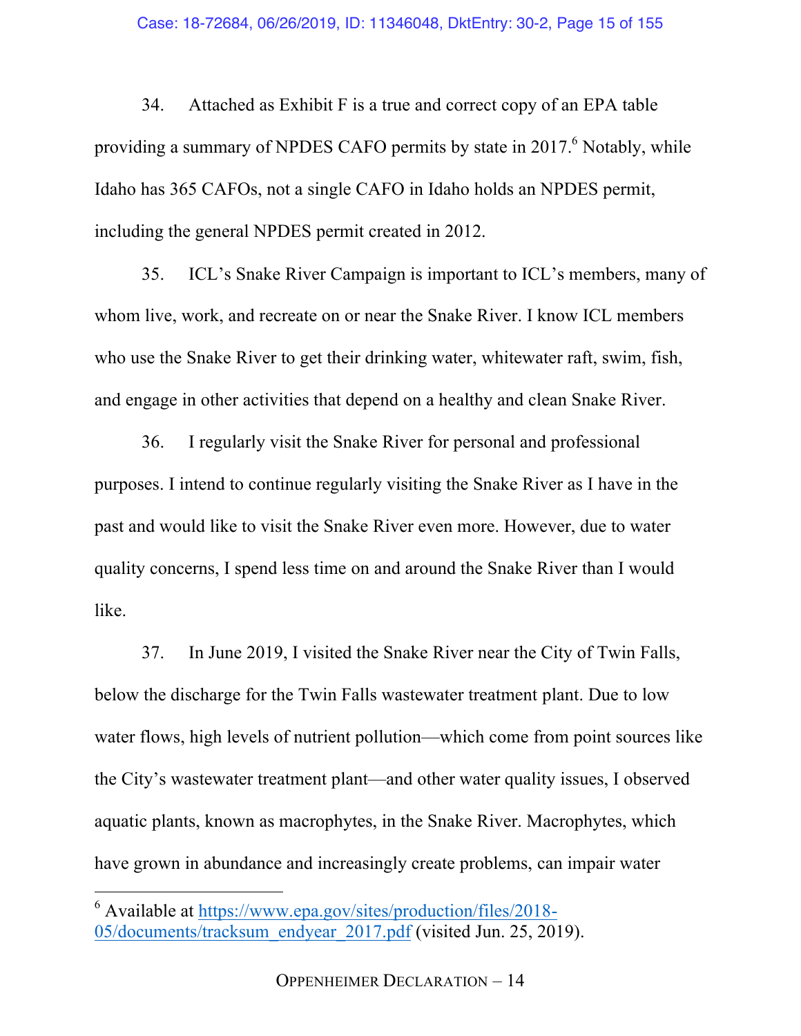34. Attached as Exhibit F is a true and correct copy of an EPA table providing a summary of NPDES CAFO permits by state in 2017.[6] Notably, while Idaho has 365 CAFOs, not a single CAFO in Idaho holds an NPDES permit, including the general NPDES permit created in 2012.

35. ICL's Snake River Campaign is important to ICL's members, many of whom live, work, and recreate on or near the Snake River. I know ICL members who use the Snake River to get their drinking water, whitewater raft, swim, fish, and engage in other activities that depend on a healthy and clean Snake River.

36. I regularly visit the Snake River for personal and professional purposes. I intend to continue regularly visiting the Snake River as I have in the past and would like to visit the Snake River even more. However, due to water quality concerns, I spend less time on and around the Snake River than I would like.

37. In June 2019, I visited the Snake River near the City of Twin Falls, below the discharge for the Twin Falls wastewater treatment plant. Due to low water flows, high levels of nutrient pollution—which come from point sources like the City's wastewater treatment plant—and other water quality issues, I observed aquatic plants, known as macrophytes, in the Snake River. Macrophytes, which have grown in abundance and increasingly create problems, can impair water

---

[6] Available at https://www.epa.gov/sites/production/files/2018-05/documents/tracksum_endyear_2017.pdf (visited Jun. 25, 2019).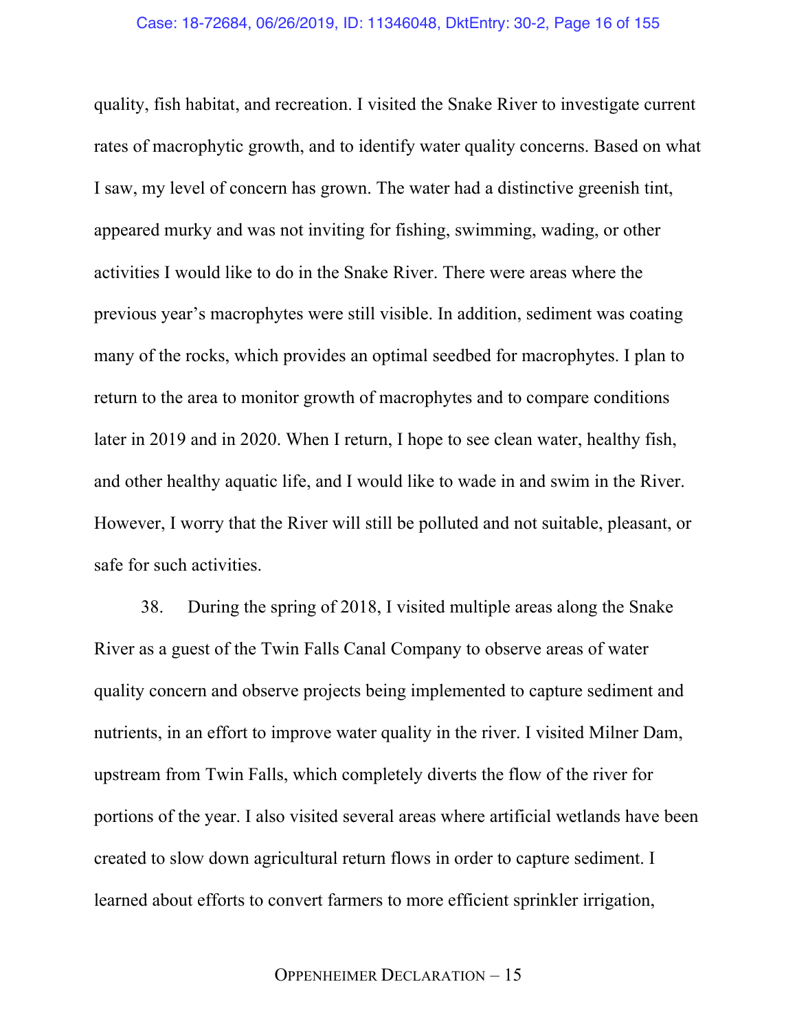quality, fish habitat, and recreation. I visited the Snake River to investigate current rates of macrophytic growth, and to identify water quality concerns. Based on what I saw, my level of concern has grown. The water had a distinctive greenish tint, appeared murky and was not inviting for fishing, swimming, wading, or other activities I would like to do in the Snake River. There were areas where the previous year's macrophytes were still visible. In addition, sediment was coating many of the rocks, which provides an optimal seedbed for macrophytes. I plan to return to the area to monitor growth of macrophytes and to compare conditions later in 2019 and in 2020. When I return, I hope to see clean water, healthy fish, and other healthy aquatic life, and I would like to wade in and swim in the River. However, I worry that the River will still be polluted and not suitable, pleasant, or safe for such activities.

38. During the spring of 2018, I visited multiple areas along the Snake River as a guest of the Twin Falls Canal Company to observe areas of water quality concern and observe projects being implemented to capture sediment and nutrients, in an effort to improve water quality in the river. I visited Milner Dam, upstream from Twin Falls, which completely diverts the flow of the river for portions of the year. I also visited several areas where artificial wetlands have been created to slow down agricultural return flows in order to capture sediment. I learned about efforts to convert farmers to more efficient sprinkler irrigation,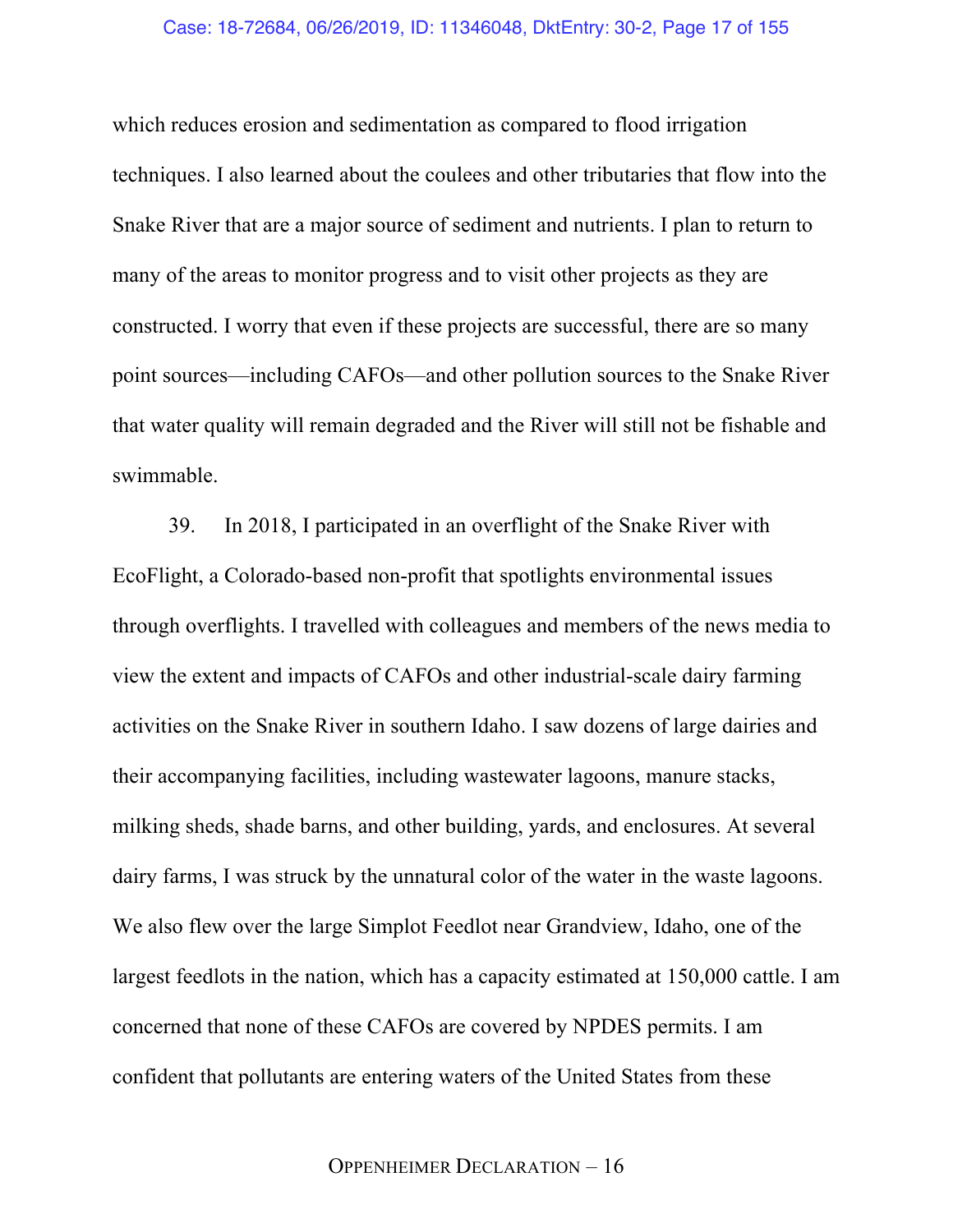which reduces erosion and sedimentation as compared to flood irrigation techniques. I also learned about the coulees and other tributaries that flow into the Snake River that are a major source of sediment and nutrients. I plan to return to many of the areas to monitor progress and to visit other projects as they are constructed. I worry that even if these projects are successful, there are so many point sources—including CAFOs—and other pollution sources to the Snake River that water quality will remain degraded and the River will still not be fishable and swimmable.

39. In 2018, I participated in an overflight of the Snake River with EcoFlight, a Colorado-based non-profit that spotlights environmental issues through overflights. I travelled with colleagues and members of the news media to view the extent and impacts of CAFOs and other industrial-scale dairy farming activities on the Snake River in southern Idaho. I saw dozens of large dairies and their accompanying facilities, including wastewater lagoons, manure stacks, milking sheds, shade barns, and other building, yards, and enclosures. At several dairy farms, I was struck by the unnatural color of the water in the waste lagoons. We also flew over the large Simplot Feedlot near Grandview, Idaho, one of the largest feedlots in the nation, which has a capacity estimated at 150,000 cattle. I am concerned that none of these CAFOs are covered by NPDES permits. I am confident that pollutants are entering waters of the United States from these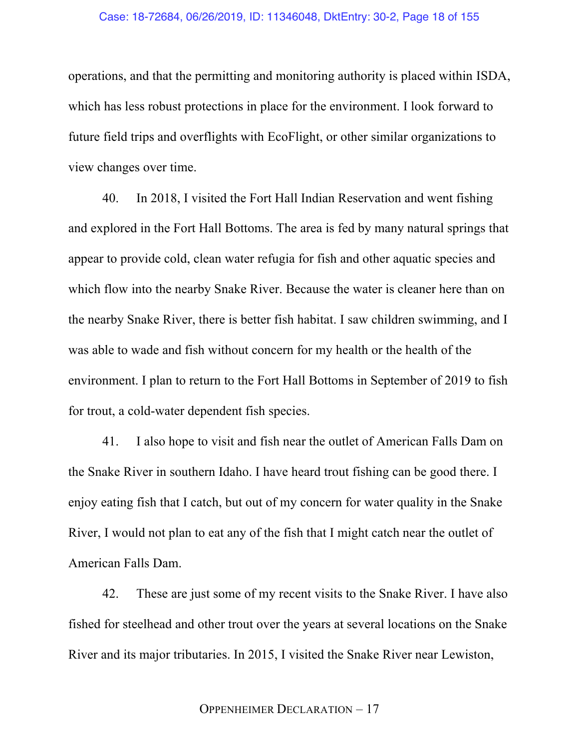operations, and that the permitting and monitoring authority is placed within ISDA, which has less robust protections in place for the environment. I look forward to future field trips and overflights with EcoFlight, or other similar organizations to view changes over time.

40. In 2018, I visited the Fort Hall Indian Reservation and went fishing and explored in the Fort Hall Bottoms. The area is fed by many natural springs that appear to provide cold, clean water refugia for fish and other aquatic species and which flow into the nearby Snake River. Because the water is cleaner here than on the nearby Snake River, there is better fish habitat. I saw children swimming, and I was able to wade and fish without concern for my health or the health of the environment. I plan to return to the Fort Hall Bottoms in September of 2019 to fish for trout, a cold-water dependent fish species.

41. I also hope to visit and fish near the outlet of American Falls Dam on the Snake River in southern Idaho. I have heard trout fishing can be good there. I enjoy eating fish that I catch, but out of my concern for water quality in the Snake River, I would not plan to eat any of the fish that I might catch near the outlet of American Falls Dam.

42. These are just some of my recent visits to the Snake River. I have also fished for steelhead and other trout over the years at several locations on the Snake River and its major tributaries. In 2015, I visited the Snake River near Lewiston,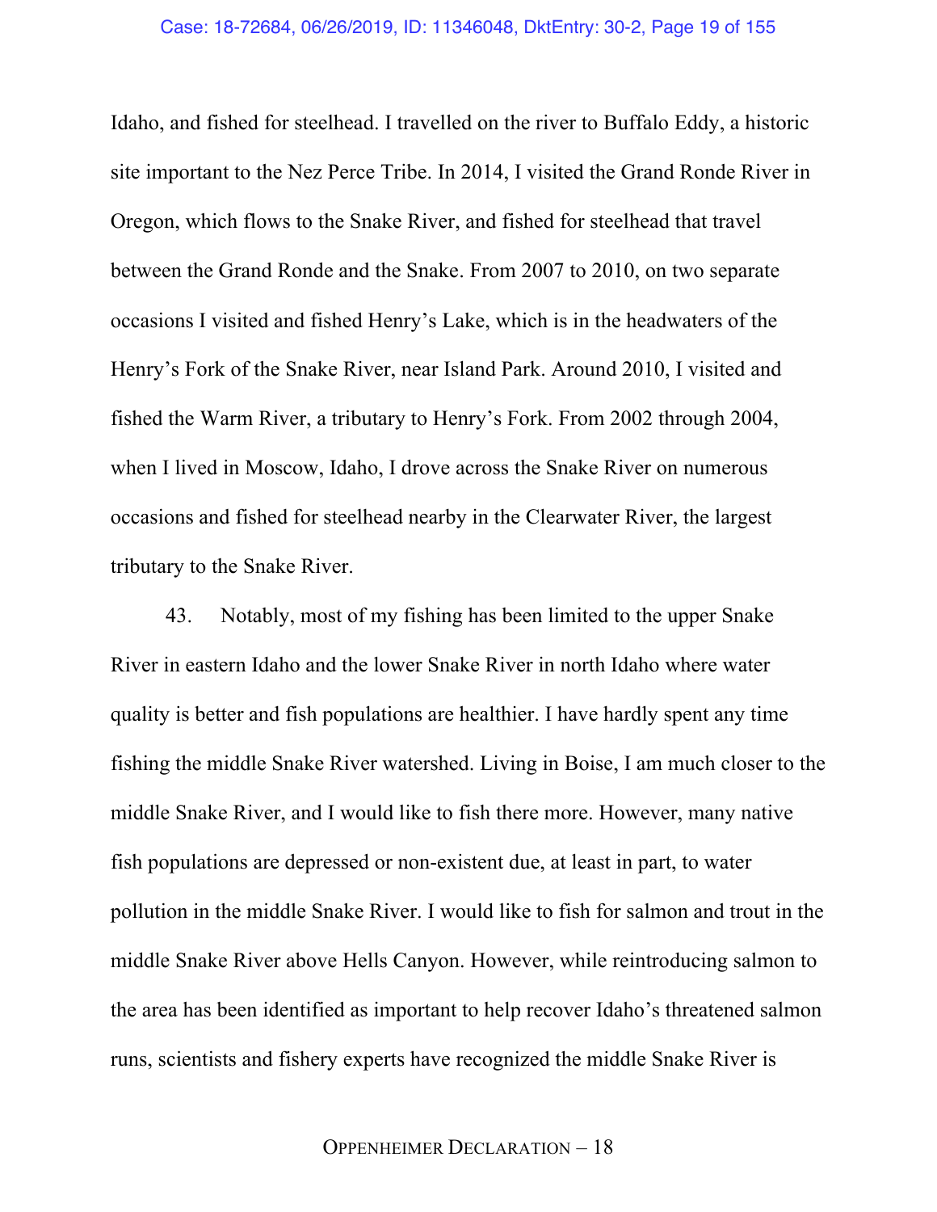Idaho, and fished for steelhead. I travelled on the river to Buffalo Eddy, a historic site important to the Nez Perce Tribe. In 2014, I visited the Grand Ronde River in Oregon, which flows to the Snake River, and fished for steelhead that travel between the Grand Ronde and the Snake. From 2007 to 2010, on two separate occasions I visited and fished Henry's Lake, which is in the headwaters of the Henry's Fork of the Snake River, near Island Park. Around 2010, I visited and fished the Warm River, a tributary to Henry's Fork. From 2002 through 2004, when I lived in Moscow, Idaho, I drove across the Snake River on numerous occasions and fished for steelhead nearby in the Clearwater River, the largest tributary to the Snake River.

43. Notably, most of my fishing has been limited to the upper Snake River in eastern Idaho and the lower Snake River in north Idaho where water quality is better and fish populations are healthier. I have hardly spent any time fishing the middle Snake River watershed. Living in Boise, I am much closer to the middle Snake River, and I would like to fish there more. However, many native fish populations are depressed or non-existent due, at least in part, to water pollution in the middle Snake River. I would like to fish for salmon and trout in the middle Snake River above Hells Canyon. However, while reintroducing salmon to the area has been identified as important to help recover Idaho's threatened salmon runs, scientists and fishery experts have recognized the middle Snake River is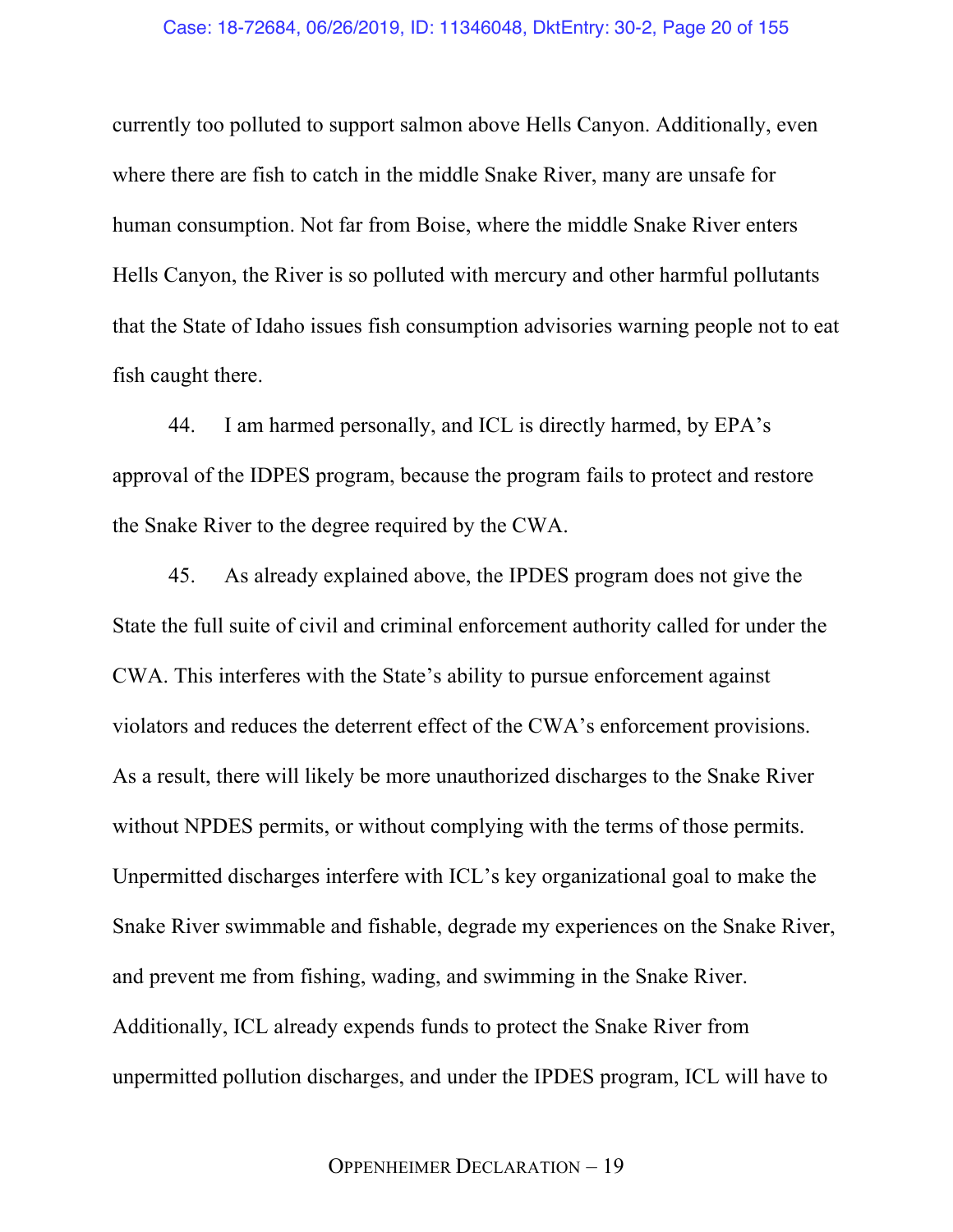currently too polluted to support salmon above Hells Canyon. Additionally, even where there are fish to catch in the middle Snake River, many are unsafe for human consumption. Not far from Boise, where the middle Snake River enters Hells Canyon, the River is so polluted with mercury and other harmful pollutants that the State of Idaho issues fish consumption advisories warning people not to eat fish caught there.

44. I am harmed personally, and ICL is directly harmed, by EPA's approval of the IDPES program, because the program fails to protect and restore the Snake River to the degree required by the CWA.

45. As already explained above, the IPDES program does not give the State the full suite of civil and criminal enforcement authority called for under the CWA. This interferes with the State's ability to pursue enforcement against violators and reduces the deterrent effect of the CWA's enforcement provisions. As a result, there will likely be more unauthorized discharges to the Snake River without NPDES permits, or without complying with the terms of those permits. Unpermitted discharges interfere with ICL's key organizational goal to make the Snake River swimmable and fishable, degrade my experiences on the Snake River, and prevent me from fishing, wading, and swimming in the Snake River. Additionally, ICL already expends funds to protect the Snake River from unpermitted pollution discharges, and under the IPDES program, ICL will have to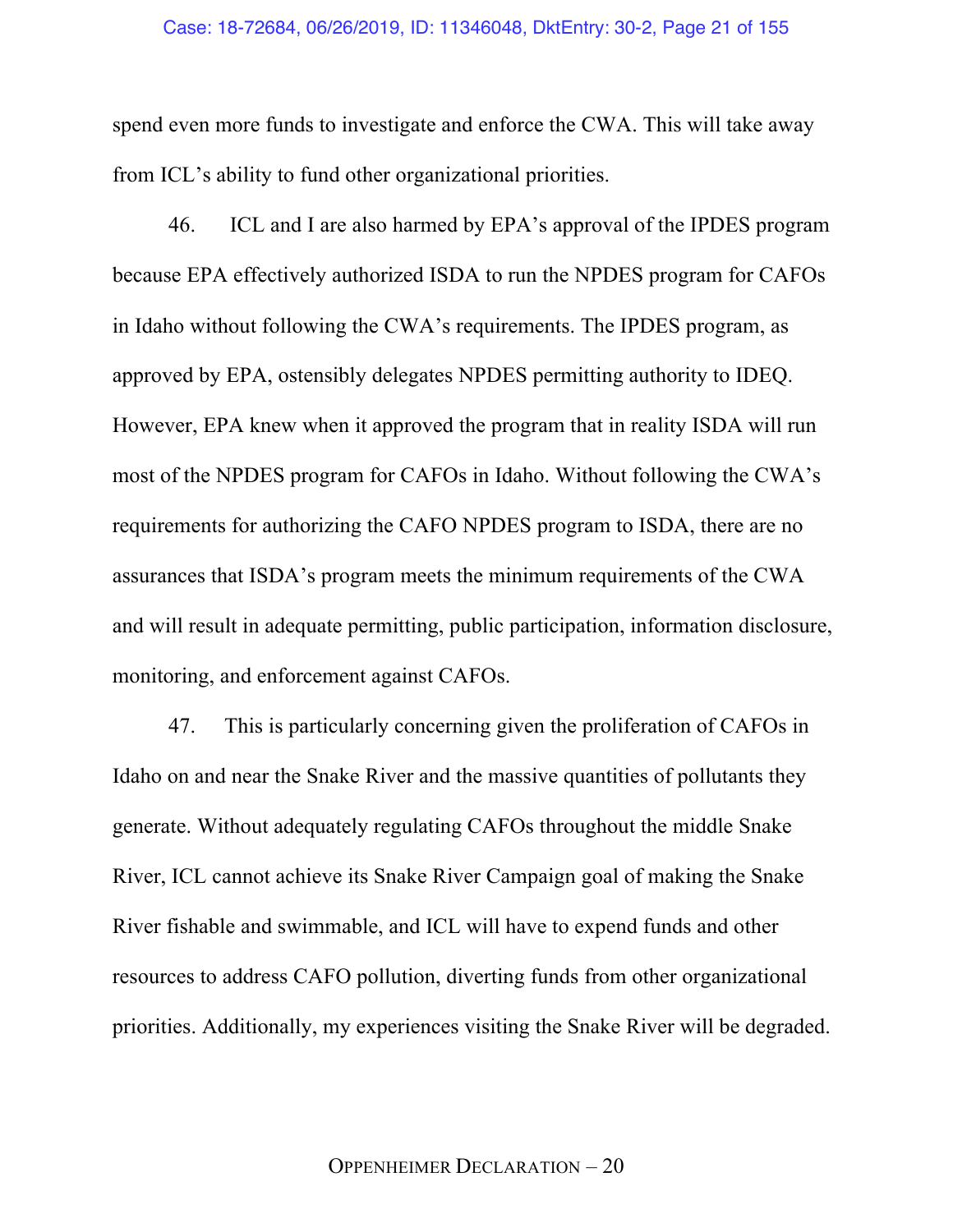spend even more funds to investigate and enforce the CWA. This will take away from ICL's ability to fund other organizational priorities.

46. ICL and I are also harmed by EPA's approval of the IPDES program because EPA effectively authorized ISDA to run the NPDES program for CAFOs in Idaho without following the CWA's requirements. The IPDES program, as approved by EPA, ostensibly delegates NPDES permitting authority to IDEQ. However, EPA knew when it approved the program that in reality ISDA will run most of the NPDES program for CAFOs in Idaho. Without following the CWA's requirements for authorizing the CAFO NPDES program to ISDA, there are no assurances that ISDA's program meets the minimum requirements of the CWA and will result in adequate permitting, public participation, information disclosure, monitoring, and enforcement against CAFOs.

47. This is particularly concerning given the proliferation of CAFOs in Idaho on and near the Snake River and the massive quantities of pollutants they generate. Without adequately regulating CAFOs throughout the middle Snake River, ICL cannot achieve its Snake River Campaign goal of making the Snake River fishable and swimmable, and ICL will have to expend funds and other resources to address CAFO pollution, diverting funds from other organizational priorities. Additionally, my experiences visiting the Snake River will be degraded.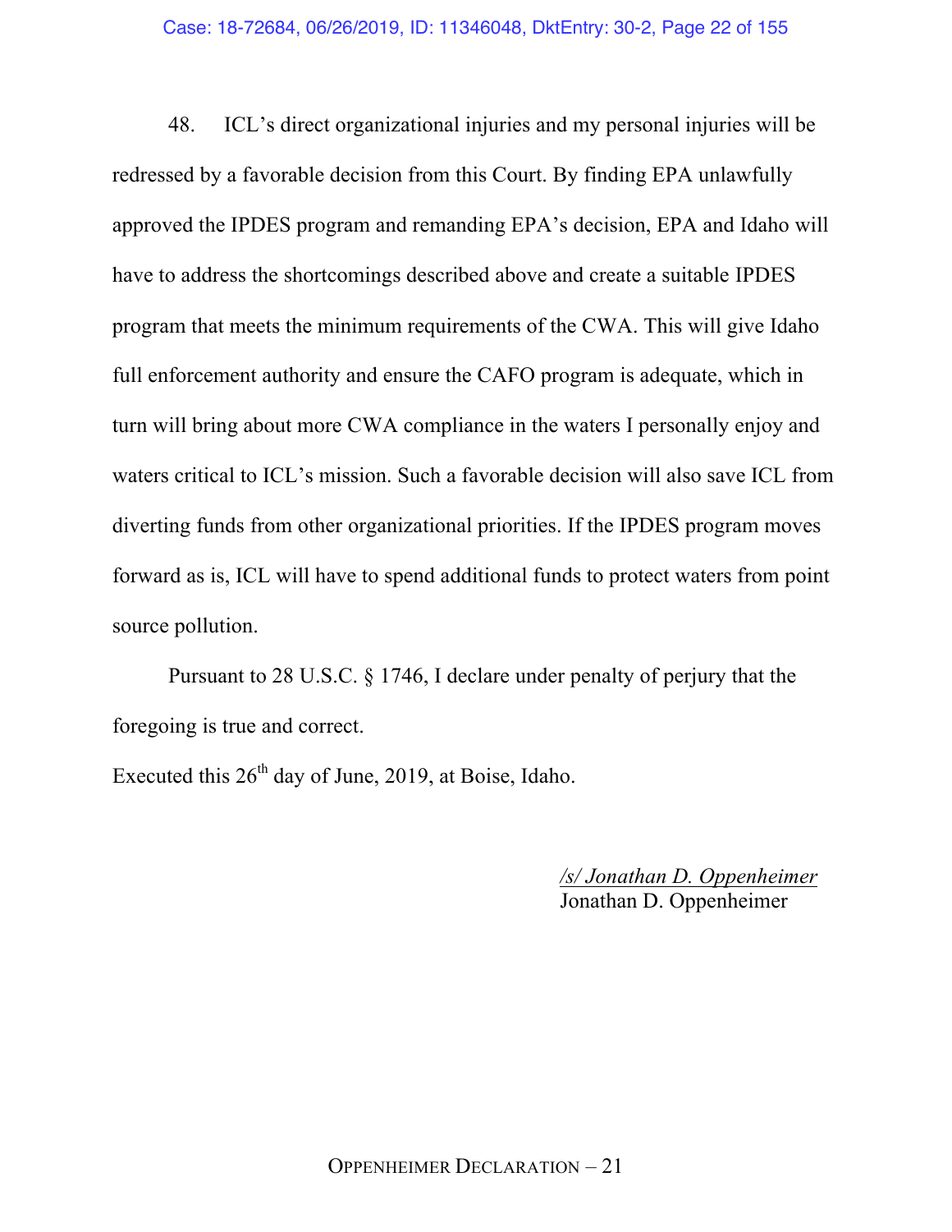48. ICL's direct organizational injuries and my personal injuries will be redressed by a favorable decision from this Court. By finding EPA unlawfully approved the IPDES program and remanding EPA's decision, EPA and Idaho will have to address the shortcomings described above and create a suitable IPDES program that meets the minimum requirements of the CWA. This will give Idaho full enforcement authority and ensure the CAFO program is adequate, which in turn will bring about more CWA compliance in the waters I personally enjoy and waters critical to ICL's mission. Such a favorable decision will also save ICL from diverting funds from other organizational priorities. If the IPDES program moves forward as is, ICL will have to spend additional funds to protect waters from point source pollution.

Pursuant to 28 U.S.C. § 1746, I declare under penalty of perjury that the foregoing is true and correct.

Executed this 26th day of June, 2019, at Boise, Idaho.

/s/ *Jonathan D. Oppenheimer*
Jonathan D. Oppenheimer